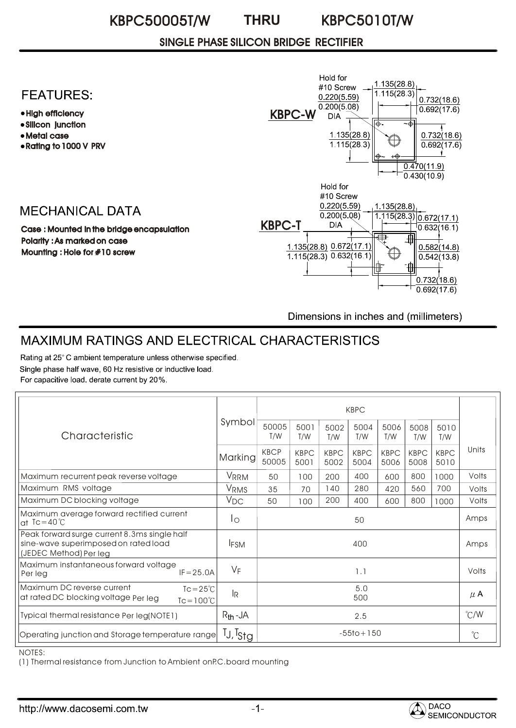# KBPC50005T/W THRU KBPC5010T/W

## SINGLE PHASE SILICON BRIDGE RECTIFIER

## FEATURES:

- High efficiency
- Silicon junction
- Metal case
- Rating to 1000 V PRV

## MECHANICAL DATA

**Case : Mounted in the bridge encapsulation**
**Polarity : As marked on case**
**Mounting : Hole for #10 screw**

KBPC-W

Hold for #10 Screw 0.220(5.59) 0.200(5.08) DIA

1.135(28.8) 1.115(28.3)

0.732(18.6) 0.692(17.6)

1.135(28.8) 1.115(28.3)

0.732(18.6) 0.692(17.6)

0.470(11.9) 0.430(10.9)

KBPC-T

Hold for #10 Screw 0.220(5.59) 0.200(5.08) DIA

1.135(28.8) 1.115(28.3)

0.672(17.1) 0.632(16.1)

1.135(28.8) 1.115(28.3)

0.672(17.1) 0.632(16.1)

0.582(14.8) 0.542(13.8)

0.732(18.6) 0.692(17.6)

Dimensions in inches and (millimeters)

## MAXIMUM RATINGS AND ELECTRICAL CHARACTERISTICS

Rating at 25° C ambient temperature unless otherwise specified.
Single phase half wave, 60 Hz resistive or inductive load.
For capacitive load. derate current by 20%.

| Characteristic | Symbol | KBPC 50005 T/W | KBPC 5001 T/W | KBPC 5002 T/W | KBPC 5004 T/W | KBPC 5006 T/W | KBPC 5008 T/W | KBPC 5010 T/W | Units |
|---|---|---|---|---|---|---|---|---|---|
| | Marking | KBCP 50005 | KBPC 5001 | KBPC 5002 | KBPC 5004 | KBPC 5006 | KBPC 5008 | KBPC 5010 | |
| Maximum recurrent peak reverse voltage | $V_{RRM}$ | 50 | 100 | 200 | 400 | 600 | 800 | 1000 | Volts |
| Maximum RMS voltage | $V_{RMS}$ | 35 | 70 | 140 | 280 | 420 | 560 | 700 | Volts |
| Maximum DC blocking voltage | $V_{DC}$ | 50 | 100 | 200 | 400 | 600 | 800 | 1000 | Volts |
| Maximum average forward rectified current at Tc=40℃ | $I_O$ | 50 | | | | | | | Amps |
| Peak forward surge current 8.3ms single half sine-wave superimposed on rated load (JEDEC Method) Per leg | $I_{FSM}$ | 400 | | | | | | | Amps |
| Maximum instantaneous forward voltage Per leg IF=25.0A | $V_F$ | 1.1 | | | | | | | Volts |
| Maximum DC reverse current at rated DC blocking voltage Per leg Tc=25℃ | $I_R$ | 5.0 | | | | | | | μA |
| Tc=100℃ | | 500 | | | | | | | |
| Typical thermal resistance Per leg(NOTE1) | $R_{th}$-JA | 2.5 | | | | | | | ℃/W |
| Operating junction and Storage temperature range | $T_J, T_{Stg}$ | -55to+150 | | | | | | | ℃ |

NOTES:
(1) Thermal resistance from Junction to Ambient onP.C.board mounting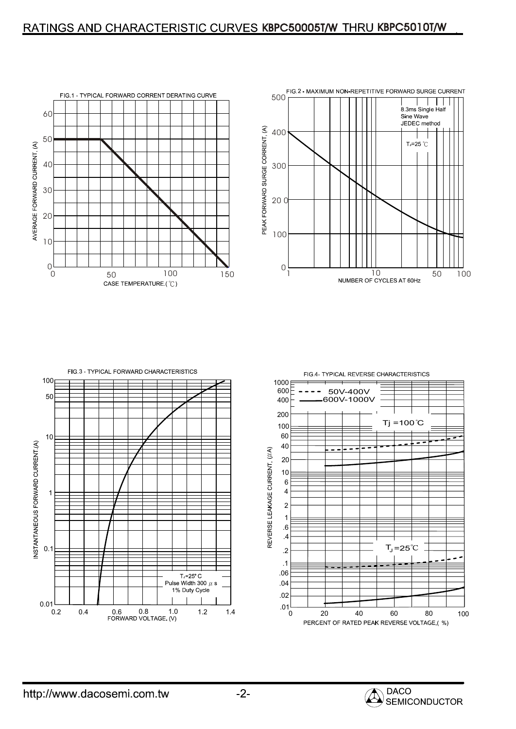# RATINGS AND CHARACTERISTIC CURVES KBPC50005T/W THRU KBPC5010T/W

FIG.1 - TYPICAL FORWARD CORRENT DERATING CURVE

AVERAGE FORWARD CURRENT, (A)

CASE TEMPERATURE.(℃)

FIG.2 - MAXIMUM NON-REPETITIVE FORWARD SURGE CURRENT

8.3ms Single Half Sine Wave JEDEC method

$T_J$=25 ℃

PEAK FORWARD SURGE CORRENT, (A)

NUMBER OF CYCLES AT 60Hz

FIG.3 - TYPICAL FORWARD CHARACTERISTICS

$T_J$=25° C
Pulse Width 300 μ s
1% Duty Cycle

INSTANTANEOUS FORWARD CURRENT,(A)

FORWARD VOLTAGE. (V)

FIG.4- TYPICAL REVERSE CHARACTERISTICS

50V-400V
600V-1000V

Tj =100℃

$T_J$=25℃

REVERSE LEAKAGE CURRENT, (μA)

PERCENT OF RATED PEAK REVERSE VOLTAGE,( %)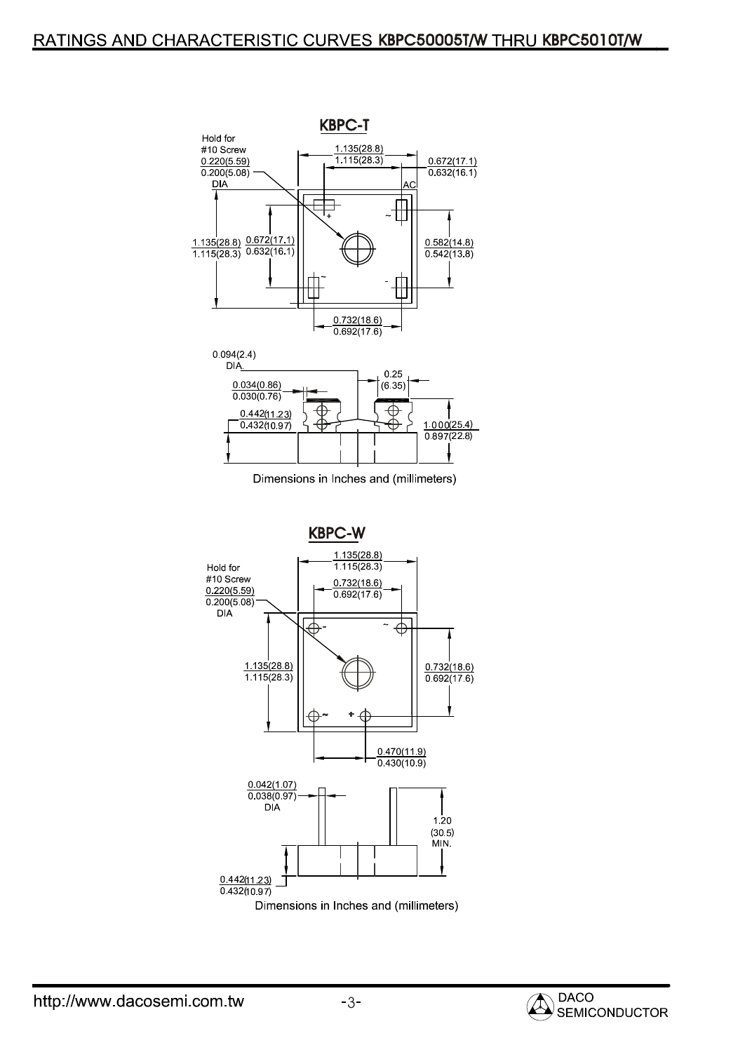## RATINGS AND CHARACTERISTIC CURVES KBPC50005T/W THRU KBPC5010T/W

### KBPC-T

Hold for
#10 Screw
0.220(5.59)
0.200(5.08)
DIA

1.135(28.8)
1.115(28.3)

0.672(17.1)
0.632(16.1)

AC

1.135(28.8)
1.115(28.3)

0.672(17.1)
0.632(16.1)

0.582(14.8)
0.542(13.8)

0.732(18.6)
0.692(17.6)

0.094(2.4)
DIA

0.034(0.86)
0.030(0.76)

0.25
(6.35)

0.442(11.23)
0.432(10.97)

1.000(25.4)
0.897(22.8)

Dimensions in Inches and (millimeters)

### KBPC-W

1.135(28.8)
1.115(28.3)

Hold for
#10 Screw
0.220(5.59)
0.200(5.08)
DIA

0.732(18.6)
0.692(17.6)

1.135(28.8)
1.115(28.3)

0.732(18.6)
0.692(17.6)

0.470(11.9)
0.430(10.9)

0.042(1.07)
0.038(0.97)
DIA

1.20
(30.5)
MIN.

0.442(11.23)
0.432(10.97)

Dimensions in Inches and (millimeters)